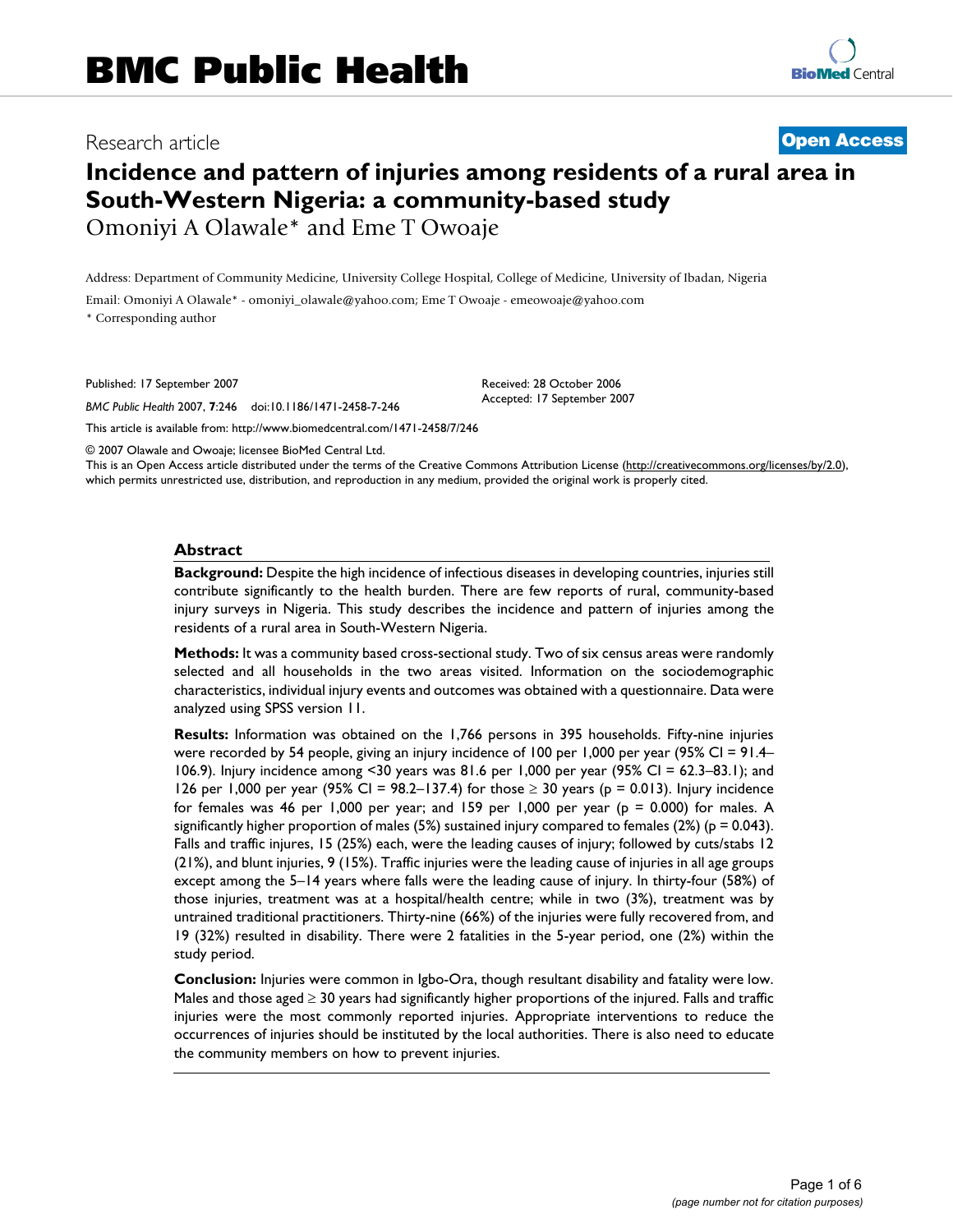# BMC Public Health

Research article

**Open Access**

# Incidence and pattern of injuries among residents of a rural area in South-Western Nigeria: a community-based study

Omoniyi A Olawale* and Eme T Owoaje

Address: Department of Community Medicine, University College Hospital, College of Medicine, University of Ibadan, Nigeria

Email: Omoniyi A Olawale* - omoniyi_olawale@yahoo.com; Eme T Owoaje - emeowoaje@yahoo.com

* Corresponding author

Published: 17 September 2007

*BMC Public Health* 2007, **7**:246 doi:10.1186/1471-2458-7-246

Received: 28 October 2006
Accepted: 17 September 2007

This article is available from: http://www.biomedcentral.com/1471-2458/7/246

© 2007 Olawale and Owoaje; licensee BioMed Central Ltd.
This is an Open Access article distributed under the terms of the Creative Commons Attribution License (http://creativecommons.org/licenses/by/2.0), which permits unrestricted use, distribution, and reproduction in any medium, provided the original work is properly cited.

## Abstract

**Background:** Despite the high incidence of infectious diseases in developing countries, injuries still contribute significantly to the health burden. There are few reports of rural, community-based injury surveys in Nigeria. This study describes the incidence and pattern of injuries among the residents of a rural area in South-Western Nigeria.

**Methods:** It was a community based cross-sectional study. Two of six census areas were randomly selected and all households in the two areas visited. Information on the sociodemographic characteristics, individual injury events and outcomes was obtained with a questionnaire. Data were analyzed using SPSS version 11.

**Results:** Information was obtained on the 1,766 persons in 395 households. Fifty-nine injuries were recorded by 54 people, giving an injury incidence of 100 per 1,000 per year (95% CI = 91.4–106.9). Injury incidence among <30 years was 81.6 per 1,000 per year (95% CI = 62.3–83.1); and 126 per 1,000 per year (95% CI = 98.2–137.4) for those ≥ 30 years ($p = 0.013$). Injury incidence for females was 46 per 1,000 per year; and 159 per 1,000 per year ($p = 0.000$) for males. A significantly higher proportion of males (5%) sustained injury compared to females (2%) ($p = 0.043$). Falls and traffic injures, 15 (25%) each, were the leading causes of injury; followed by cuts/stabs 12 (21%), and blunt injuries, 9 (15%). Traffic injuries were the leading cause of injuries in all age groups except among the 5–14 years where falls were the leading cause of injury. In thirty-four (58%) of those injuries, treatment was at a hospital/health centre; while in two (3%), treatment was by untrained traditional practitioners. Thirty-nine (66%) of the injuries were fully recovered from, and 19 (32%) resulted in disability. There were 2 fatalities in the 5-year period, one (2%) within the study period.

**Conclusion:** Injuries were common in Igbo-Ora, though resultant disability and fatality were low. Males and those aged ≥ 30 years had significantly higher proportions of the injured. Falls and traffic injuries were the most commonly reported injuries. Appropriate interventions to reduce the occurrences of injuries should be instituted by the local authorities. There is also need to educate the community members on how to prevent injuries.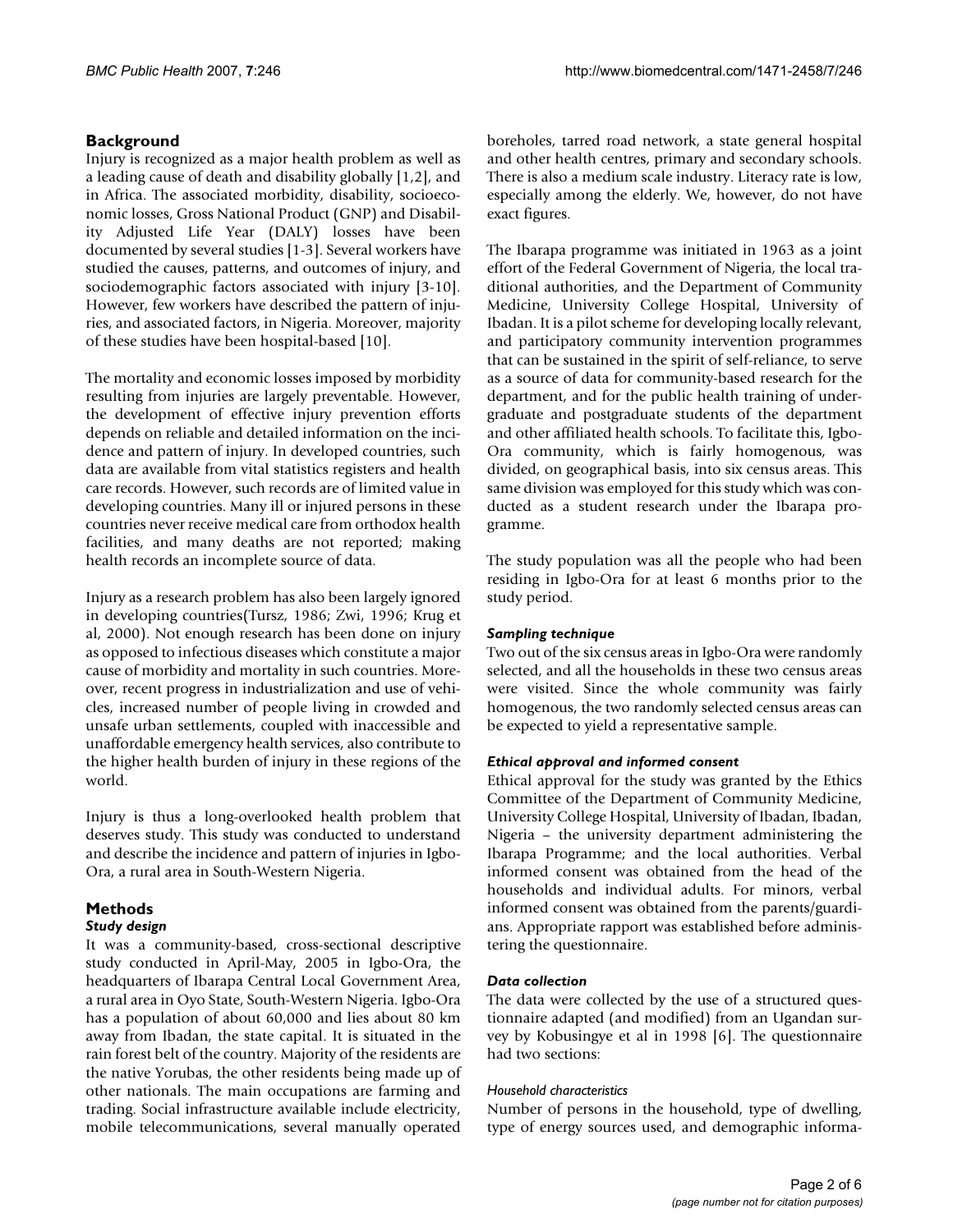## Background

Injury is recognized as a major health problem as well as a leading cause of death and disability globally [1,2], and in Africa. The associated morbidity, disability, socioeconomic losses, Gross National Product (GNP) and Disability Adjusted Life Year (DALY) losses have been documented by several studies [1-3]. Several workers have studied the causes, patterns, and outcomes of injury, and sociodemographic factors associated with injury [3-10]. However, few workers have described the pattern of injuries, and associated factors, in Nigeria. Moreover, majority of these studies have been hospital-based [10].

The mortality and economic losses imposed by morbidity resulting from injuries are largely preventable. However, the development of effective injury prevention efforts depends on reliable and detailed information on the incidence and pattern of injury. In developed countries, such data are available from vital statistics registers and health care records. However, such records are of limited value in developing countries. Many ill or injured persons in these countries never receive medical care from orthodox health facilities, and many deaths are not reported; making health records an incomplete source of data.

Injury as a research problem has also been largely ignored in developing countries(Tursz, 1986; Zwi, 1996; Krug et al, 2000). Not enough research has been done on injury as opposed to infectious diseases which constitute a major cause of morbidity and mortality in such countries. Moreover, recent progress in industrialization and use of vehicles, increased number of people living in crowded and unsafe urban settlements, coupled with inaccessible and unaffordable emergency health services, also contribute to the higher health burden of injury in these regions of the world.

Injury is thus a long-overlooked health problem that deserves study. This study was conducted to understand and describe the incidence and pattern of injuries in Igbo-Ora, a rural area in South-Western Nigeria.

## Methods

### *Study design*

It was a community-based, cross-sectional descriptive study conducted in April-May, 2005 in Igbo-Ora, the headquarters of Ibarapa Central Local Government Area, a rural area in Oyo State, South-Western Nigeria. Igbo-Ora has a population of about 60,000 and lies about 80 km away from Ibadan, the state capital. It is situated in the rain forest belt of the country. Majority of the residents are the native Yorubas, the other residents being made up of other nationals. The main occupations are farming and trading. Social infrastructure available include electricity, mobile telecommunications, several manually operated boreholes, tarred road network, a state general hospital and other health centres, primary and secondary schools. There is also a medium scale industry. Literacy rate is low, especially among the elderly. We, however, do not have exact figures.

The Ibarapa programme was initiated in 1963 as a joint effort of the Federal Government of Nigeria, the local traditional authorities, and the Department of Community Medicine, University College Hospital, University of Ibadan. It is a pilot scheme for developing locally relevant, and participatory community intervention programmes that can be sustained in the spirit of self-reliance, to serve as a source of data for community-based research for the department, and for the public health training of undergraduate and postgraduate students of the department and other affiliated health schools. To facilitate this, Igbo-Ora community, which is fairly homogenous, was divided, on geographical basis, into six census areas. This same division was employed for this study which was conducted as a student research under the Ibarapa programme.

The study population was all the people who had been residing in Igbo-Ora for at least 6 months prior to the study period.

### *Sampling technique*

Two out of the six census areas in Igbo-Ora were randomly selected, and all the households in these two census areas were visited. Since the whole community was fairly homogenous, the two randomly selected census areas can be expected to yield a representative sample.

### *Ethical approval and informed consent*

Ethical approval for the study was granted by the Ethics Committee of the Department of Community Medicine, University College Hospital, University of Ibadan, Ibadan, Nigeria – the university department administering the Ibarapa Programme; and the local authorities. Verbal informed consent was obtained from the head of the households and individual adults. For minors, verbal informed consent was obtained from the parents/guardians. Appropriate rapport was established before administering the questionnaire.

### *Data collection*

The data were collected by the use of a structured questionnaire adapted (and modified) from an Ugandan survey by Kobusingye et al in 1998 [6]. The questionnaire had two sections:

#### *Household characteristics*

Number of persons in the household, type of dwelling, type of energy sources used, and demographic informa-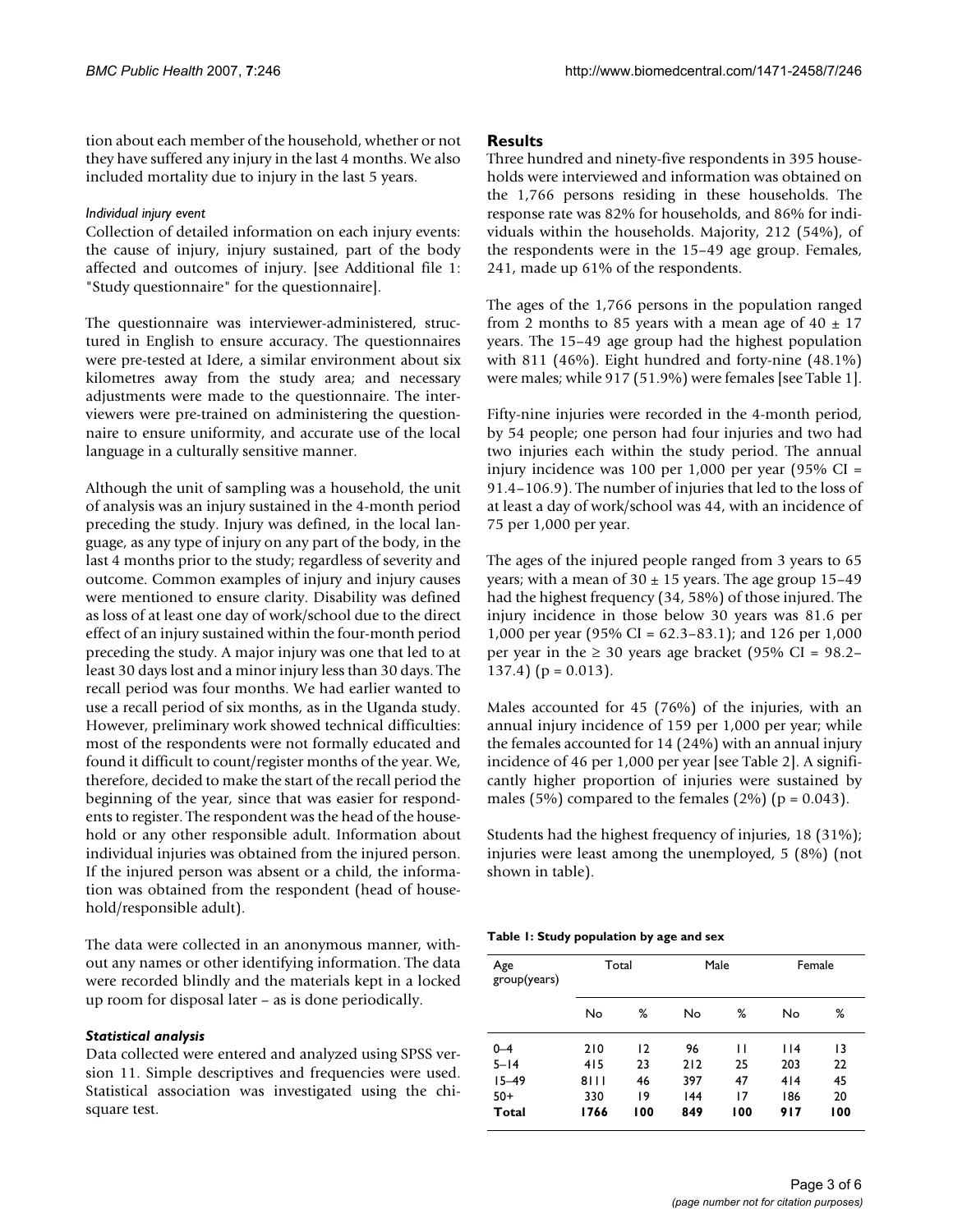tion about each member of the household, whether or not they have suffered any injury in the last 4 months. We also included mortality due to injury in the last 5 years.

*Individual injury event*

Collection of detailed information on each injury events: the cause of injury, injury sustained, part of the body affected and outcomes of injury. [see Additional file 1: "Study questionnaire" for the questionnaire].

The questionnaire was interviewer-administered, structured in English to ensure accuracy. The questionnaires were pre-tested at Idere, a similar environment about six kilometres away from the study area; and necessary adjustments were made to the questionnaire. The interviewers were pre-trained on administering the questionnaire to ensure uniformity, and accurate use of the local language in a culturally sensitive manner.

Although the unit of sampling was a household, the unit of analysis was an injury sustained in the 4-month period preceding the study. Injury was defined, in the local language, as any type of injury on any part of the body, in the last 4 months prior to the study; regardless of severity and outcome. Common examples of injury and injury causes were mentioned to ensure clarity. Disability was defined as loss of at least one day of work/school due to the direct effect of an injury sustained within the four-month period preceding the study. A major injury was one that led to at least 30 days lost and a minor injury less than 30 days. The recall period was four months. We had earlier wanted to use a recall period of six months, as in the Uganda study. However, preliminary work showed technical difficulties: most of the respondents were not formally educated and found it difficult to count/register months of the year. We, therefore, decided to make the start of the recall period the beginning of the year, since that was easier for respondents to register. The respondent was the head of the household or any other responsible adult. Information about individual injuries was obtained from the injured person. If the injured person was absent or a child, the information was obtained from the respondent (head of household/responsible adult).

The data were collected in an anonymous manner, without any names or other identifying information. The data were recorded blindly and the materials kept in a locked up room for disposal later – as is done periodically.

***Statistical analysis***

Data collected were entered and analyzed using SPSS version 11. Simple descriptives and frequencies were used. Statistical association was investigated using the chi-square test.

## Results

Three hundred and ninety-five respondents in 395 households were interviewed and information was obtained on the 1,766 persons residing in these households. The response rate was 82% for households, and 86% for individuals within the households. Majority, 212 (54%), of the respondents were in the 15–49 age group. Females, 241, made up 61% of the respondents.

The ages of the 1,766 persons in the population ranged from 2 months to 85 years with a mean age of 40 ± 17 years. The 15–49 age group had the highest population with 811 (46%). Eight hundred and forty-nine (48.1%) were males; while 917 (51.9%) were females [see Table 1].

Fifty-nine injuries were recorded in the 4-month period, by 54 people; one person had four injuries and two had two injuries each within the study period. The annual injury incidence was 100 per 1,000 per year (95% CI = 91.4–106.9). The number of injuries that led to the loss of at least a day of work/school was 44, with an incidence of 75 per 1,000 per year.

The ages of the injured people ranged from 3 years to 65 years; with a mean of 30 ± 15 years. The age group 15–49 had the highest frequency (34, 58%) of those injured. The injury incidence in those below 30 years was 81.6 per 1,000 per year (95% CI = 62.3–83.1); and 126 per 1,000 per year in the ≥ 30 years age bracket (95% CI = 98.2–137.4) ($p = 0.013$).

Males accounted for 45 (76%) of the injuries, with an annual injury incidence of 159 per 1,000 per year; while the females accounted for 14 (24%) with an annual injury incidence of 46 per 1,000 per year [see Table 2]. A significantly higher proportion of injuries were sustained by males (5%) compared to the females (2%) ($p = 0.043$).

Students had the highest frequency of injuries, 18 (31%); injuries were least among the unemployed, 5 (8%) (not shown in table).

**Table 1: Study population by age and sex**

| Age group(years) | Total | | Male | | Female | |
|---|---|---|---|---|---|---|
| | No | % | No | % | No | % |
| 0–4 | 210 | 12 | 96 | 11 | 114 | 13 |
| 5–14 | 415 | 23 | 212 | 25 | 203 | 22 |
| 15–49 | 8111 | 46 | 397 | 47 | 414 | 45 |
| 50+ | 330 | 19 | 144 | 17 | 186 | 20 |
| **Total** | **1766** | **100** | **849** | **100** | **917** | **100** |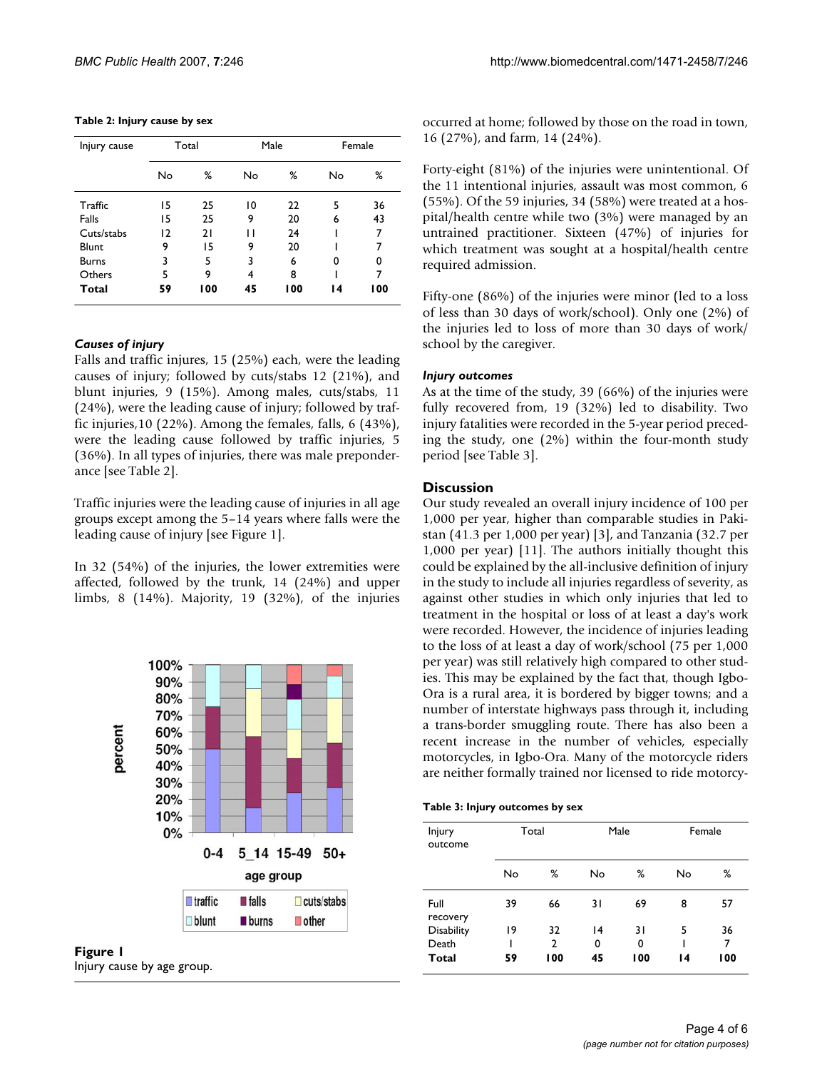**Table 2: Injury cause by sex**

| Injury cause | Total | | Male | | Female | |
|---|---|---|---|---|---|---|
| | No | % | No | % | No | % |
| Traffic | 15 | 25 | 10 | 22 | 5 | 36 |
| Falls | 15 | 25 | 9 | 20 | 6 | 43 |
| Cuts/stabs | 12 | 21 | 11 | 24 | 1 | 7 |
| Blunt | 9 | 15 | 9 | 20 | 1 | 7 |
| Burns | 3 | 5 | 3 | 6 | 0 | 0 |
| Others | 5 | 9 | 4 | 8 | 1 | 7 |
| **Total** | **59** | **100** | **45** | **100** | **14** | **100** |

### *Causes of injury*

Falls and traffic injures, 15 (25%) each, were the leading causes of injury; followed by cuts/stabs 12 (21%), and blunt injuries, 9 (15%). Among males, cuts/stabs, 11 (24%), were the leading cause of injury; followed by traffic injuries,10 (22%). Among the females, falls, 6 (43%), were the leading cause followed by traffic injuries, 5 (36%). In all types of injuries, there was male preponderance [see Table 2].

Traffic injuries were the leading cause of injuries in all age groups except among the 5–14 years where falls were the leading cause of injury [see Figure 1].

In 32 (54%) of the injuries, the lower extremities were affected, followed by the trunk, 14 (24%) and upper limbs, 8 (14%). Majority, 19 (32%), of the injuries occurred at home; followed by those on the road in town, 16 (27%), and farm, 14 (24%).

**Figure 1**
Injury cause by age group.

Forty-eight (81%) of the injuries were unintentional. Of the 11 intentional injuries, assault was most common, 6 (55%). Of the 59 injuries, 34 (58%) were treated at a hospital/health centre while two (3%) were managed by an untrained practitioner. Sixteen (47%) of injuries for which treatment was sought at a hospital/health centre required admission.

Fifty-one (86%) of the injuries were minor (led to a loss of less than 30 days of work/school). Only one (2%) of the injuries led to loss of more than 30 days of work/school by the caregiver.

### *Injury outcomes*

As at the time of the study, 39 (66%) of the injuries were fully recovered from, 19 (32%) led to disability. Two injury fatalities were recorded in the 5-year period preceding the study, one (2%) within the four-month study period [see Table 3].

## Discussion

Our study revealed an overall injury incidence of 100 per 1,000 per year, higher than comparable studies in Pakistan (41.3 per 1,000 per year) [3], and Tanzania (32.7 per 1,000 per year) [11]. The authors initially thought this could be explained by the all-inclusive definition of injury in the study to include all injuries regardless of severity, as against other studies in which only injuries that led to treatment in the hospital or loss of at least a day's work were recorded. However, the incidence of injuries leading to the loss of at least a day of work/school (75 per 1,000 per year) was still relatively high compared to other studies. This may be explained by the fact that, though Igbo-Ora is a rural area, it is bordered by bigger towns; and a number of interstate highways pass through it, including a trans-border smuggling route. There has also been a recent increase in the number of vehicles, especially motorcycles, in Igbo-Ora. Many of the motorcycle riders are neither formally trained nor licensed to ride motorcy-

**Table 3: Injury outcomes by sex**

| Injury outcome | Total | | Male | | Female | |
|---|---|---|---|---|---|---|
| | No | % | No | % | No | % |
| Full recovery | 39 | 66 | 31 | 69 | 8 | 57 |
| Disability | 19 | 32 | 14 | 31 | 5 | 36 |
| Death | 1 | 2 | 0 | 0 | 1 | 7 |
| **Total** | **59** | **100** | **45** | **100** | **14** | **100** |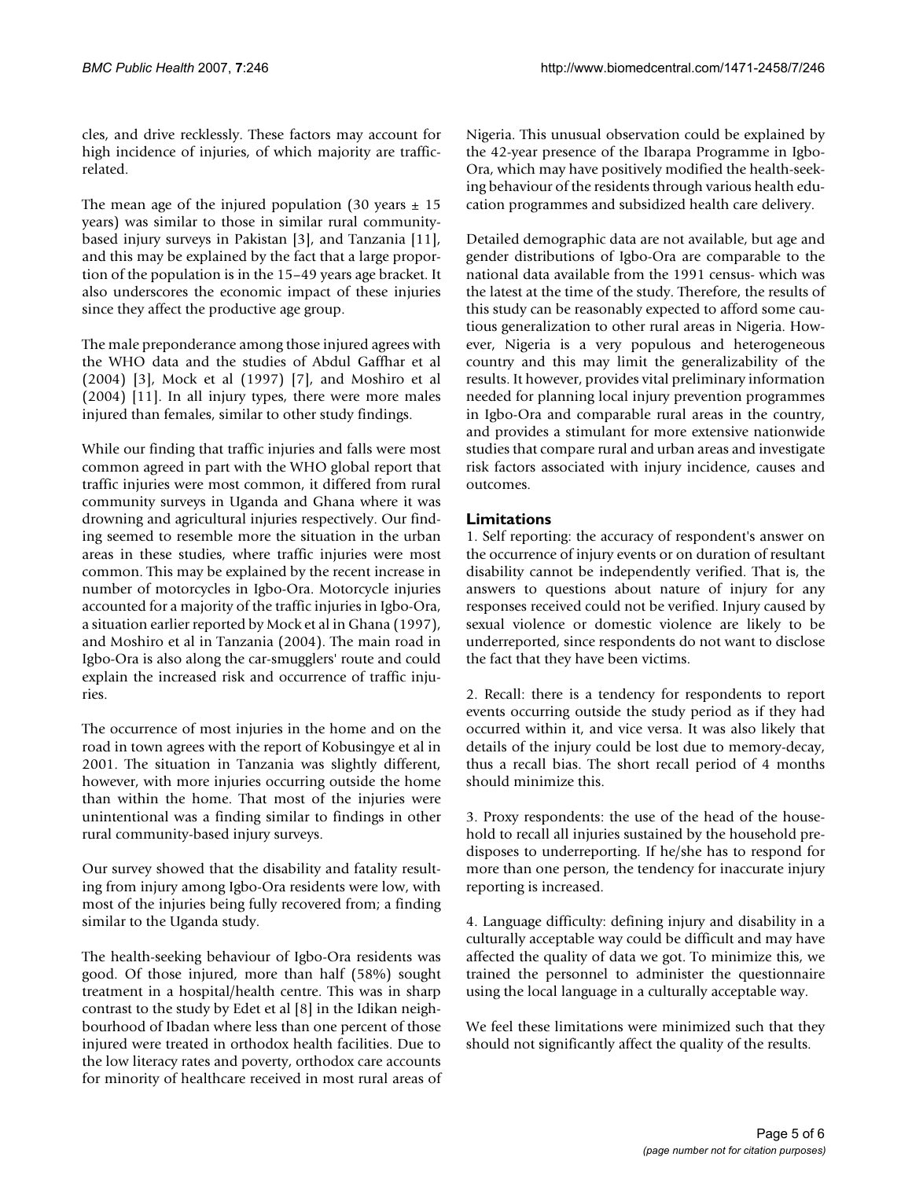cles, and drive recklessly. These factors may account for high incidence of injuries, of which majority are traffic-related.

The mean age of the injured population (30 years ± 15 years) was similar to those in similar rural community-based injury surveys in Pakistan [3], and Tanzania [11], and this may be explained by the fact that a large proportion of the population is in the 15–49 years age bracket. It also underscores the economic impact of these injuries since they affect the productive age group.

The male preponderance among those injured agrees with the WHO data and the studies of Abdul Gaffhar et al (2004) [3], Mock et al (1997) [7], and Moshiro et al (2004) [11]. In all injury types, there were more males injured than females, similar to other study findings.

While our finding that traffic injuries and falls were most common agreed in part with the WHO global report that traffic injuries were most common, it differed from rural community surveys in Uganda and Ghana where it was drowning and agricultural injuries respectively. Our finding seemed to resemble more the situation in the urban areas in these studies, where traffic injuries were most common. This may be explained by the recent increase in number of motorcycles in Igbo-Ora. Motorcycle injuries accounted for a majority of the traffic injuries in Igbo-Ora, a situation earlier reported by Mock et al in Ghana (1997), and Moshiro et al in Tanzania (2004). The main road in Igbo-Ora is also along the car-smugglers' route and could explain the increased risk and occurrence of traffic injuries.

The occurrence of most injuries in the home and on the road in town agrees with the report of Kobusingye et al in 2001. The situation in Tanzania was slightly different, however, with more injuries occurring outside the home than within the home. That most of the injuries were unintentional was a finding similar to findings in other rural community-based injury surveys.

Our survey showed that the disability and fatality resulting from injury among Igbo-Ora residents were low, with most of the injuries being fully recovered from; a finding similar to the Uganda study.

The health-seeking behaviour of Igbo-Ora residents was good. Of those injured, more than half (58%) sought treatment in a hospital/health centre. This was in sharp contrast to the study by Edet et al [8] in the Idikan neighbourhood of Ibadan where less than one percent of those injured were treated in orthodox health facilities. Due to the low literacy rates and poverty, orthodox care accounts for minority of healthcare received in most rural areas of Nigeria. This unusual observation could be explained by the 42-year presence of the Ibarapa Programme in Igbo-Ora, which may have positively modified the health-seeking behaviour of the residents through various health education programmes and subsidized health care delivery.

Detailed demographic data are not available, but age and gender distributions of Igbo-Ora are comparable to the national data available from the 1991 census- which was the latest at the time of the study. Therefore, the results of this study can be reasonably expected to afford some cautious generalization to other rural areas in Nigeria. However, Nigeria is a very populous and heterogeneous country and this may limit the generalizability of the results. It however, provides vital preliminary information needed for planning local injury prevention programmes in Igbo-Ora and comparable rural areas in the country, and provides a stimulant for more extensive nationwide studies that compare rural and urban areas and investigate risk factors associated with injury incidence, causes and outcomes.

## Limitations

1. Self reporting: the accuracy of respondent's answer on the occurrence of injury events or on duration of resultant disability cannot be independently verified. That is, the answers to questions about nature of injury for any responses received could not be verified. Injury caused by sexual violence or domestic violence are likely to be underreported, since respondents do not want to disclose the fact that they have been victims.

2. Recall: there is a tendency for respondents to report events occurring outside the study period as if they had occurred within it, and vice versa. It was also likely that details of the injury could be lost due to memory-decay, thus a recall bias. The short recall period of 4 months should minimize this.

3. Proxy respondents: the use of the head of the household to recall all injuries sustained by the household predisposes to underreporting. If he/she has to respond for more than one person, the tendency for inaccurate injury reporting is increased.

4. Language difficulty: defining injury and disability in a culturally acceptable way could be difficult and may have affected the quality of data we got. To minimize this, we trained the personnel to administer the questionnaire using the local language in a culturally acceptable way.

We feel these limitations were minimized such that they should not significantly affect the quality of the results.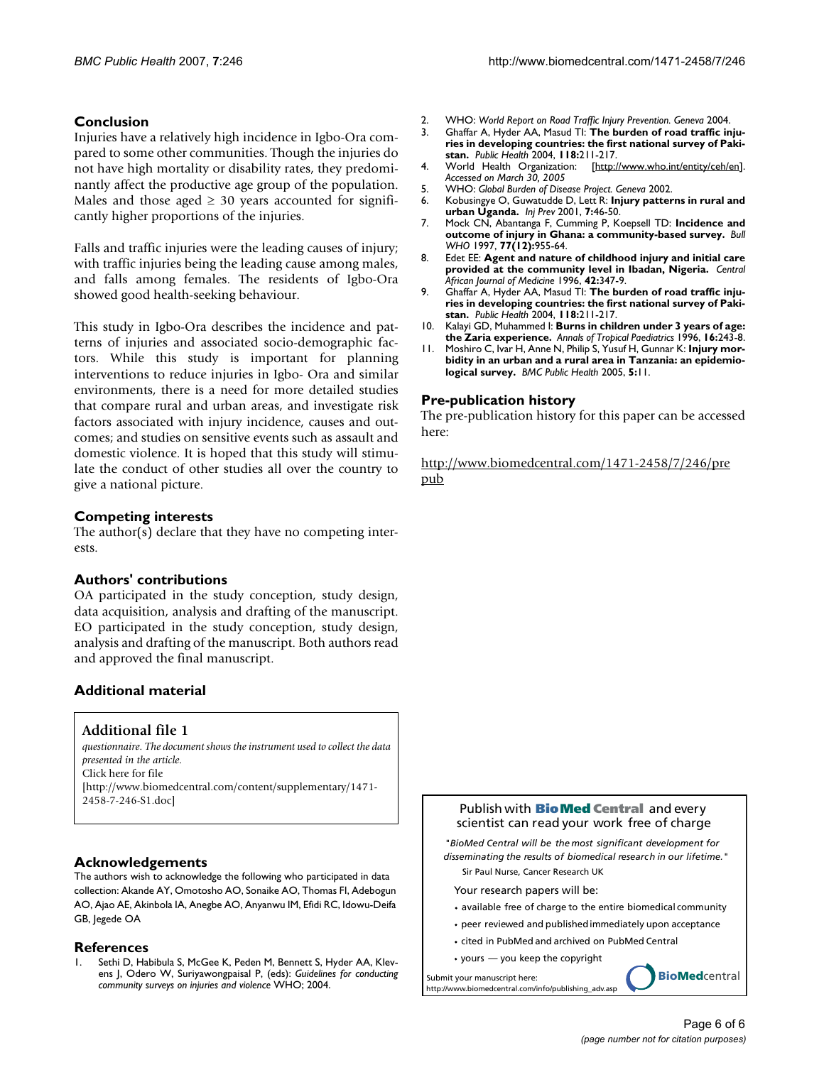## Conclusion

Injuries have a relatively high incidence in Igbo-Ora compared to some other communities. Though the injuries do not have high mortality or disability rates, they predominantly affect the productive age group of the population. Males and those aged ≥ 30 years accounted for significantly higher proportions of the injuries.

Falls and traffic injuries were the leading causes of injury; with traffic injuries being the leading cause among males, and falls among females. The residents of Igbo-Ora showed good health-seeking behaviour.

This study in Igbo-Ora describes the incidence and patterns of injuries and associated socio-demographic factors. While this study is important for planning interventions to reduce injuries in Igbo- Ora and similar environments, there is a need for more detailed studies that compare rural and urban areas, and investigate risk factors associated with injury incidence, causes and outcomes; and studies on sensitive events such as assault and domestic violence. It is hoped that this study will stimulate the conduct of other studies all over the country to give a national picture.

## Competing interests

The author(s) declare that they have no competing interests.

## Authors' contributions

OA participated in the study conception, study design, data acquisition, analysis and drafting of the manuscript. EO participated in the study conception, study design, analysis and drafting of the manuscript. Both authors read and approved the final manuscript.

## Additional material

**Additional file 1**

*questionnaire. The document shows the instrument used to collect the data presented in the article.*

Click here for file

[http://www.biomedcentral.com/content/supplementary/1471-2458-7-246-S1.doc]

## Acknowledgements

The authors wish to acknowledge the following who participated in data collection: Akande AY, Omotosho AO, Sonaike AO, Thomas FI, Adebogun AO, Ajao AE, Akinbola IA, Anegbe AO, Anyanwu IM, Efidi RC, Idowu-Deifa GB, Jegede OA

## References

1. Sethi D, Habibula S, McGee K, Peden M, Bennett S, Hyder AA, Klevens J, Odero W, Suriyawongpaisal P, (eds): *Guidelines for conducting community surveys on injuries and violence* WHO; 2004.
2. WHO: *World Report on Road Traffic Injury Prevention. Geneva* 2004.
3. Ghaffar A, Hyder AA, Masud TI: **The burden of road traffic injuries in developing countries: the first national survey of Pakistan.** *Public Health* 2004, **118:**211-217.
4. World Health Organization: [http://www.who.int/entity/ceh/en]. *Accessed on March 30, 2005*
5. WHO: *Global Burden of Disease Project. Geneva* 2002.
6. Kobusingye O, Guwatudde D, Lett R: **Injury patterns in rural and urban Uganda.** *Inj Prev* 2001, **7:**46-50.
7. Mock CN, Abantanga F, Cumming P, Koepsell TD: **Incidence and outcome of injury in Ghana: a community-based survey.** *Bull WHO* 1997, **77(12):**955-64.
8. Edet EE: **Agent and nature of childhood injury and initial care provided at the community level in Ibadan, Nigeria.** *Central African Journal of Medicine* 1996, **42:**347-9.
9. Ghaffar A, Hyder AA, Masud TI: **The burden of road traffic injuries in developing countries: the first national survey of Pakistan.** *Public Health* 2004, **118:**211-217.
10. Kalayi GD, Muhammed I: **Burns in children under 3 years of age: the Zaria experience.** *Annals of Tropical Paediatrics* 1996, **16:**243-8.
11. Moshiro C, Ivar H, Anne N, Philip S, Yusuf H, Gunnar K: **Injury morbidity in an urban and a rural area in Tanzania: an epidemiological survey.** *BMC Public Health* 2005, **5:**11.

## Pre-publication history

The pre-publication history for this paper can be accessed here:

http://www.biomedcentral.com/1471-2458/7/246/prepub

Publish with **BioMed Central** and every scientist can read your work free of charge

*"BioMed Central will be the most significant development for disseminating the results of biomedical research in our lifetime."*

Sir Paul Nurse, Cancer Research UK

Your research papers will be:

- available free of charge to the entire biomedical community
- peer reviewed and published immediately upon acceptance
- cited in PubMed and archived on PubMed Central
- yours — you keep the copyright

Submit your manuscript here:
http://www.biomedcentral.com/info/publishing_adv.asp

BioMedcentral